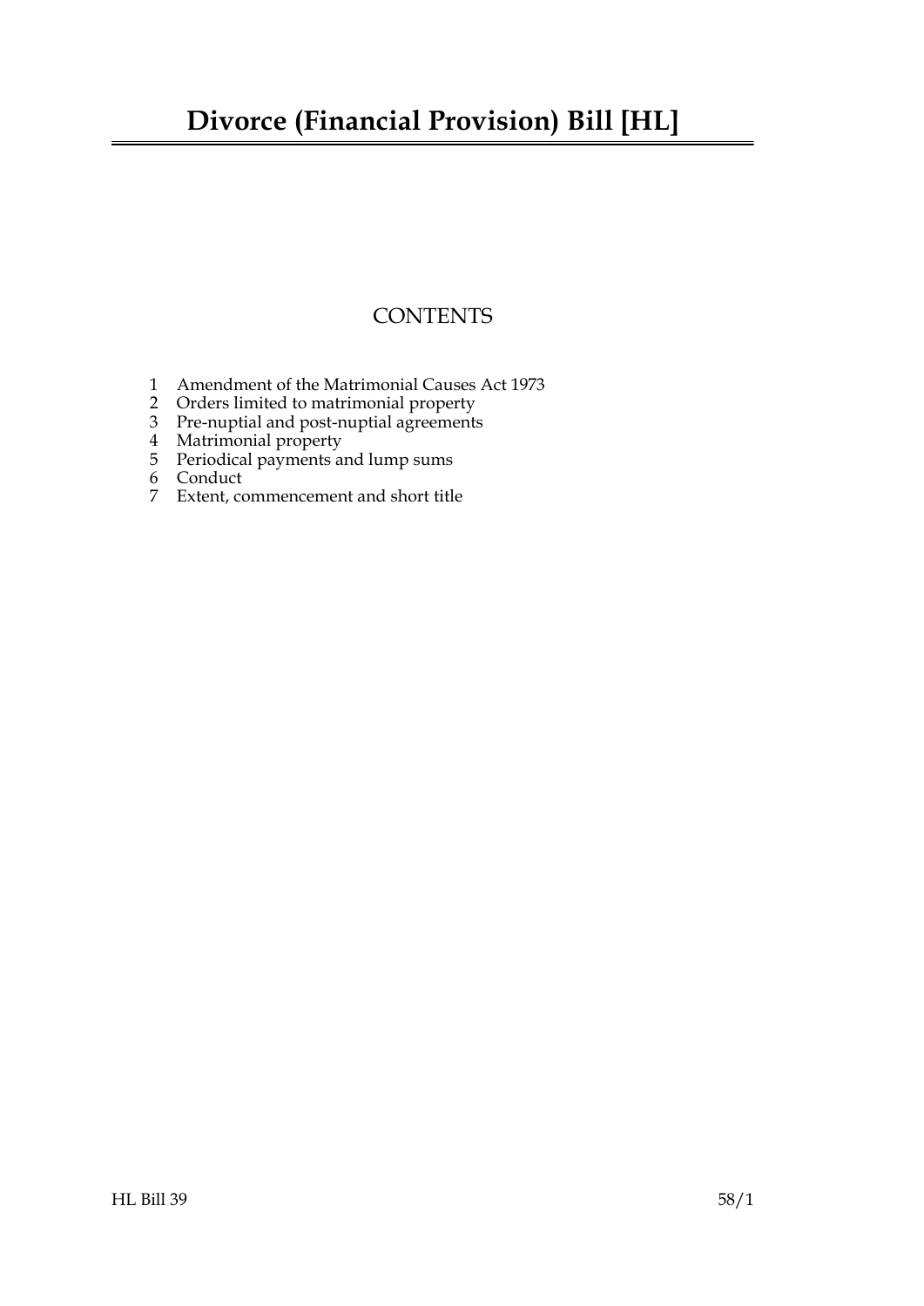# Divorce (Financial Provision) Bill [HL]

## CONTENTS

1 Amendment of the Matrimonial Causes Act 1973
2 Orders limited to matrimonial property
3 Pre-nuptial and post-nuptial agreements
4 Matrimonial property
5 Periodical payments and lump sums
6 Conduct
7 Extent, commencement and short title

HL Bill 39 58/1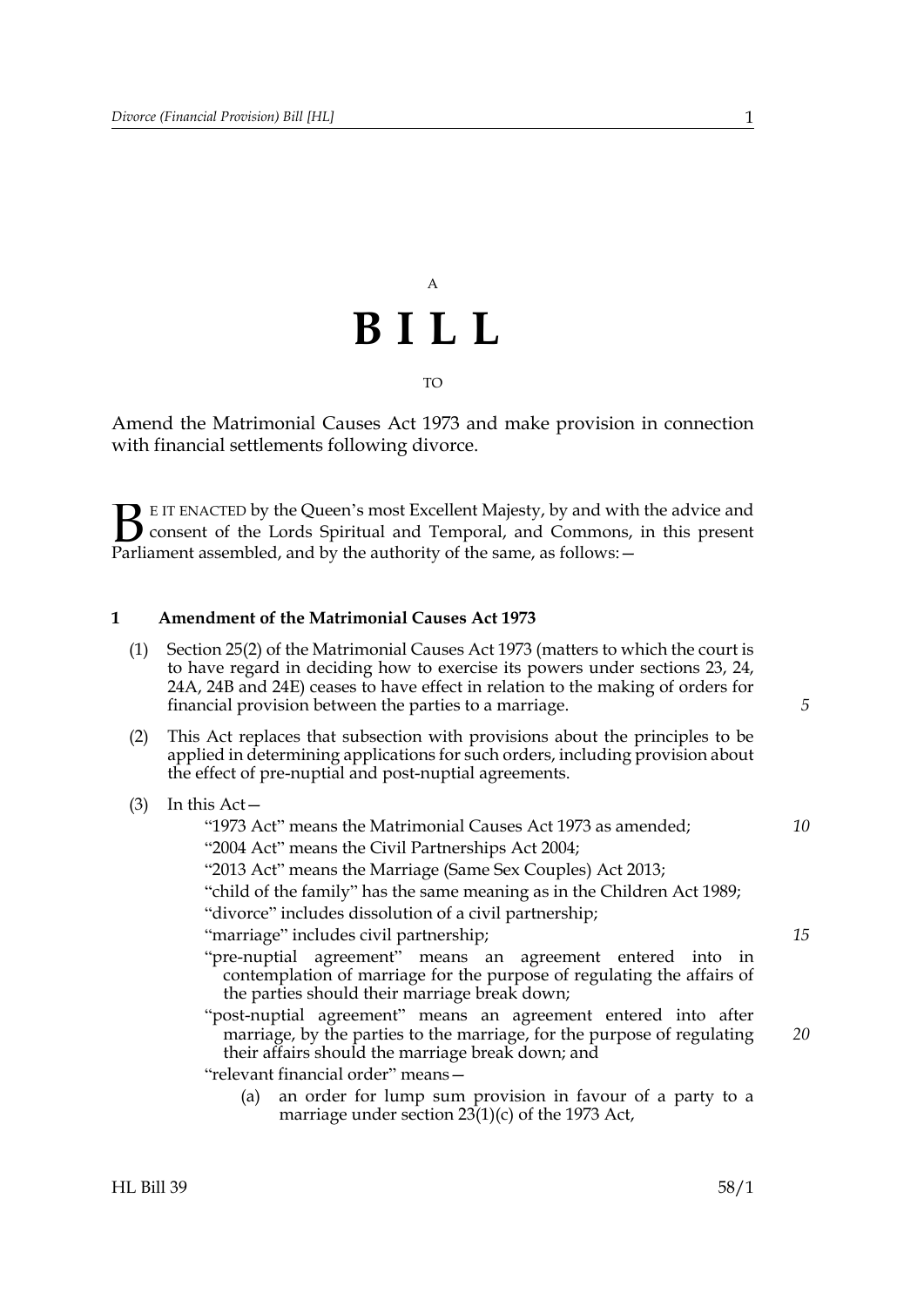A

# BILL

TO

Amend the Matrimonial Causes Act 1973 and make provision in connection with financial settlements following divorce.

BE IT ENACTED by the Queen's most Excellent Majesty, by and with the advice and consent of the Lords Spiritual and Temporal, and Commons, in this present Parliament assembled, and by the authority of the same, as follows:—

## 1 Amendment of the Matrimonial Causes Act 1973

(1) Section 25(2) of the Matrimonial Causes Act 1973 (matters to which the court is to have regard in deciding how to exercise its powers under sections 23, 24, 24A, 24B and 24E) ceases to have effect in relation to the making of orders for financial provision between the parties to a marriage.

(2) This Act replaces that subsection with provisions about the principles to be applied in determining applications for such orders, including provision about the effect of pre-nuptial and post-nuptial agreements.

(3) In this Act—

"1973 Act" means the Matrimonial Causes Act 1973 as amended;

"2004 Act" means the Civil Partnerships Act 2004;

"2013 Act" means the Marriage (Same Sex Couples) Act 2013;

"child of the family" has the same meaning as in the Children Act 1989;

"divorce" includes dissolution of a civil partnership;

"marriage" includes civil partnership;

"pre-nuptial agreement" means an agreement entered into in contemplation of marriage for the purpose of regulating the affairs of the parties should their marriage break down;

"post-nuptial agreement" means an agreement entered into after marriage, by the parties to the marriage, for the purpose of regulating their affairs should the marriage break down; and

"relevant financial order" means—

(a) an order for lump sum provision in favour of a party to a marriage under section 23(1)(c) of the 1973 Act,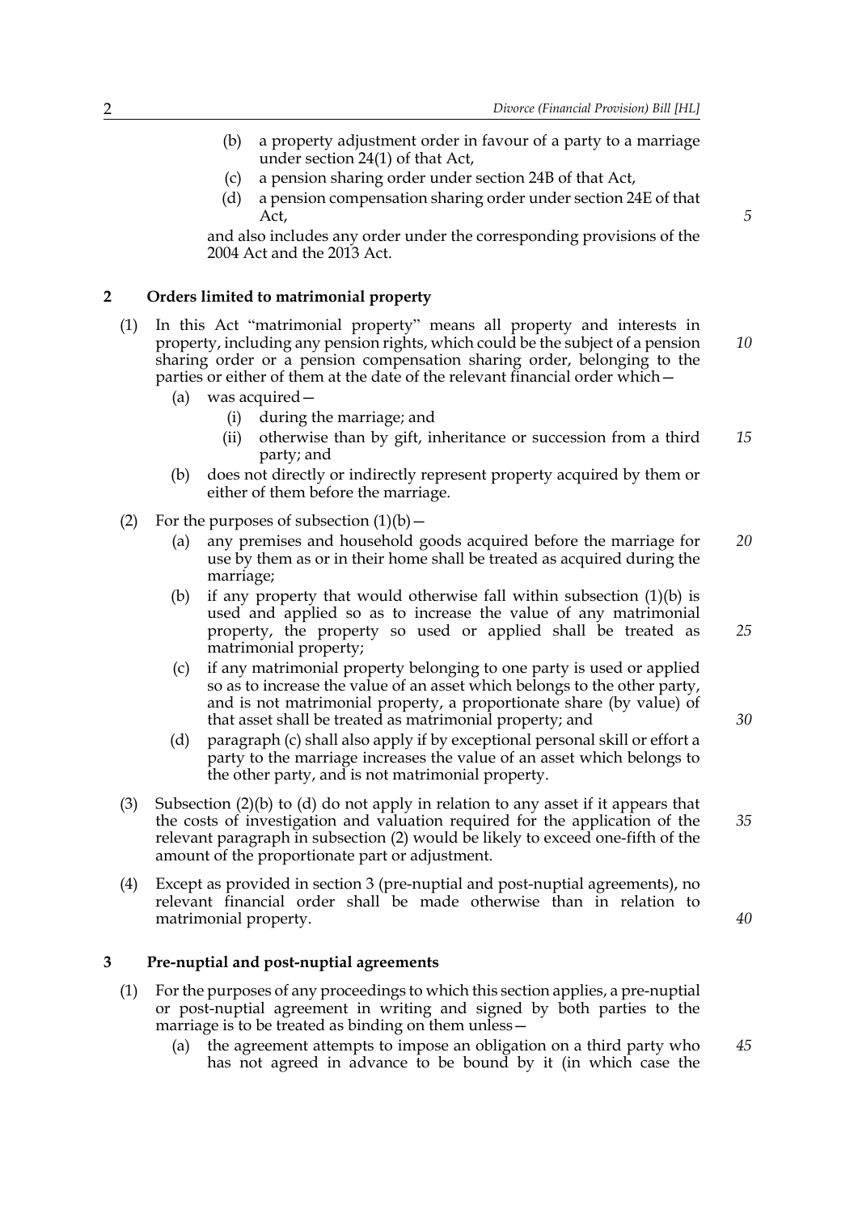(b) a property adjustment order in favour of a party to a marriage under section 24(1) of that Act,

(c) a pension sharing order under section 24B of that Act,

(d) a pension compensation sharing order under section 24E of that Act,

and also includes any order under the corresponding provisions of the 2004 Act and the 2013 Act.

## 2 Orders limited to matrimonial property

(1) In this Act "matrimonial property" means all property and interests in property, including any pension rights, which could be the subject of a pension sharing order or a pension compensation sharing order, belonging to the parties or either of them at the date of the relevant financial order which—

(a) was acquired—

(i) during the marriage; and

(ii) otherwise than by gift, inheritance or succession from a third party; and

(b) does not directly or indirectly represent property acquired by them or either of them before the marriage.

(2) For the purposes of subsection (1)(b)—

(a) any premises and household goods acquired before the marriage for use by them as or in their home shall be treated as acquired during the marriage;

(b) if any property that would otherwise fall within subsection (1)(b) is used and applied so as to increase the value of any matrimonial property, the property so used or applied shall be treated as matrimonial property;

(c) if any matrimonial property belonging to one party is used or applied so as to increase the value of an asset which belongs to the other party, and is not matrimonial property, a proportionate share (by value) of that asset shall be treated as matrimonial property; and

(d) paragraph (c) shall also apply if by exceptional personal skill or effort a party to the marriage increases the value of an asset which belongs to the other party, and is not matrimonial property.

(3) Subsection (2)(b) to (d) do not apply in relation to any asset if it appears that the costs of investigation and valuation required for the application of the relevant paragraph in subsection (2) would be likely to exceed one-fifth of the amount of the proportionate part or adjustment.

(4) Except as provided in section 3 (pre-nuptial and post-nuptial agreements), no relevant financial order shall be made otherwise than in relation to matrimonial property.

## 3 Pre-nuptial and post-nuptial agreements

(1) For the purposes of any proceedings to which this section applies, a pre-nuptial or post-nuptial agreement in writing and signed by both parties to the marriage is to be treated as binding on them unless—

(a) the agreement attempts to impose an obligation on a third party who has not agreed in advance to be bound by it (in which case the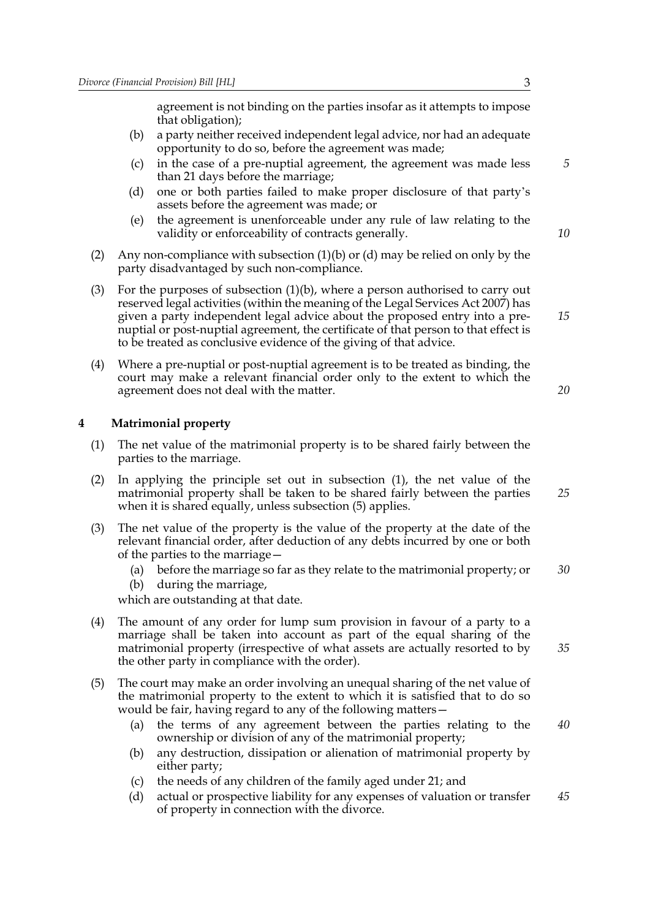agreement is not binding on the parties insofar as it attempts to impose that obligation);

(b) a party neither received independent legal advice, nor had an adequate opportunity to do so, before the agreement was made;

(c) in the case of a pre-nuptial agreement, the agreement was made less than 21 days before the marriage;

(d) one or both parties failed to make proper disclosure of that party's assets before the agreement was made; or

(e) the agreement is unenforceable under any rule of law relating to the validity or enforceability of contracts generally.

(2) Any non-compliance with subsection (1)(b) or (d) may be relied on only by the party disadvantaged by such non-compliance.

(3) For the purposes of subsection (1)(b), where a person authorised to carry out reserved legal activities (within the meaning of the Legal Services Act 2007) has given a party independent legal advice about the proposed entry into a pre-nuptial or post-nuptial agreement, the certificate of that person to that effect is to be treated as conclusive evidence of the giving of that advice.

(4) Where a pre-nuptial or post-nuptial agreement is to be treated as binding, the court may make a relevant financial order only to the extent to which the agreement does not deal with the matter.

## 4 Matrimonial property

(1) The net value of the matrimonial property is to be shared fairly between the parties to the marriage.

(2) In applying the principle set out in subsection (1), the net value of the matrimonial property shall be taken to be shared fairly between the parties when it is shared equally, unless subsection (5) applies.

(3) The net value of the property is the value of the property at the date of the relevant financial order, after deduction of any debts incurred by one or both of the parties to the marriage—

(a) before the marriage so far as they relate to the matrimonial property; or

(b) during the marriage,

which are outstanding at that date.

(4) The amount of any order for lump sum provision in favour of a party to a marriage shall be taken into account as part of the equal sharing of the matrimonial property (irrespective of what assets are actually resorted to by the other party in compliance with the order).

(5) The court may make an order involving an unequal sharing of the net value of the matrimonial property to the extent to which it is satisfied that to do so would be fair, having regard to any of the following matters—

(a) the terms of any agreement between the parties relating to the ownership or division of any of the matrimonial property;

(b) any destruction, dissipation or alienation of matrimonial property by either party;

(c) the needs of any children of the family aged under 21; and

(d) actual or prospective liability for any expenses of valuation or transfer of property in connection with the divorce.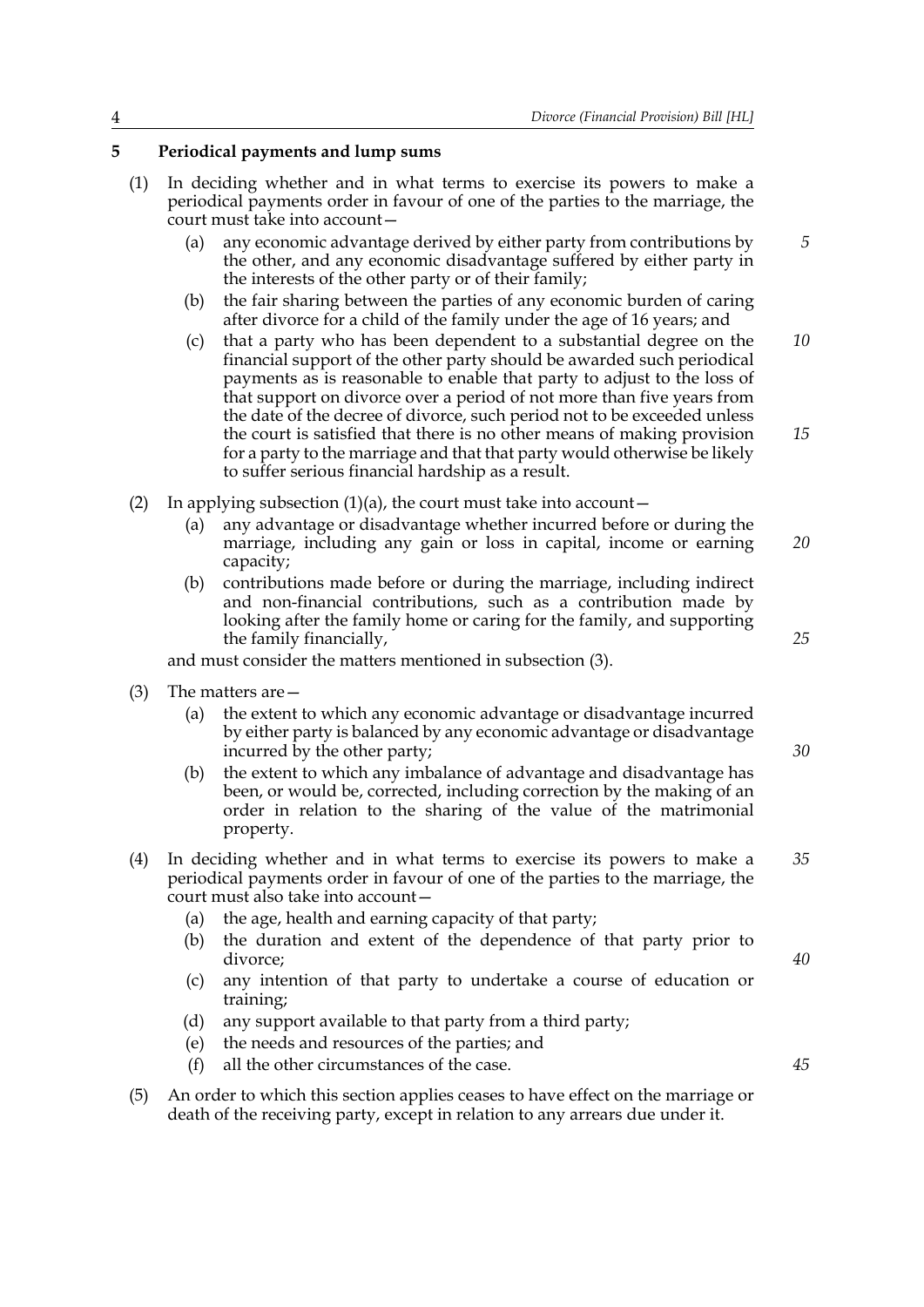## 5 Periodical payments and lump sums

(1) In deciding whether and in what terms to exercise its powers to make a periodical payments order in favour of one of the parties to the marriage, the court must take into account—

(a) any economic advantage derived by either party from contributions by the other, and any economic disadvantage suffered by either party in the interests of the other party or of their family;

(b) the fair sharing between the parties of any economic burden of caring after divorce for a child of the family under the age of 16 years; and

(c) that a party who has been dependent to a substantial degree on the financial support of the other party should be awarded such periodical payments as is reasonable to enable that party to adjust to the loss of that support on divorce over a period of not more than five years from the date of the decree of divorce, such period not to be exceeded unless the court is satisfied that there is no other means of making provision for a party to the marriage and that that party would otherwise be likely to suffer serious financial hardship as a result.

(2) In applying subsection (1)(a), the court must take into account—

(a) any advantage or disadvantage whether incurred before or during the marriage, including any gain or loss in capital, income or earning capacity;

(b) contributions made before or during the marriage, including indirect and non-financial contributions, such as a contribution made by looking after the family home or caring for the family, and supporting the family financially,

and must consider the matters mentioned in subsection (3).

(3) The matters are—

(a) the extent to which any economic advantage or disadvantage incurred by either party is balanced by any economic advantage or disadvantage incurred by the other party;

(b) the extent to which any imbalance of advantage and disadvantage has been, or would be, corrected, including correction by the making of an order in relation to the sharing of the value of the matrimonial property.

(4) In deciding whether and in what terms to exercise its powers to make a periodical payments order in favour of one of the parties to the marriage, the court must also take into account—

(a) the age, health and earning capacity of that party;

(b) the duration and extent of the dependence of that party prior to divorce;

(c) any intention of that party to undertake a course of education or training;

(d) any support available to that party from a third party;

(e) the needs and resources of the parties; and

(f) all the other circumstances of the case.

(5) An order to which this section applies ceases to have effect on the marriage or death of the receiving party, except in relation to any arrears due under it.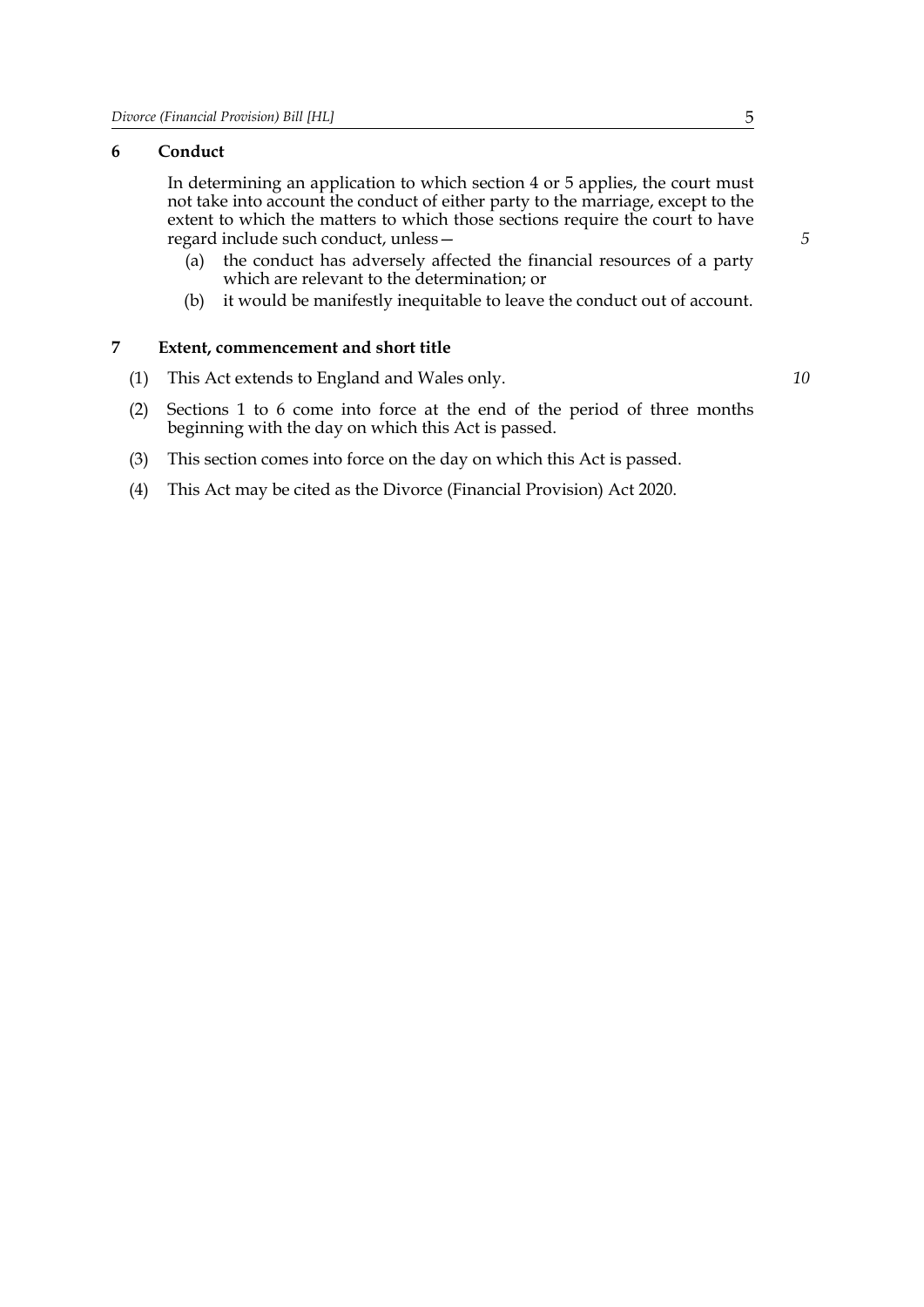## 6 Conduct

In determining an application to which section 4 or 5 applies, the court must not take into account the conduct of either party to the marriage, except to the extent to which the matters to which those sections require the court to have regard include such conduct, unless—

(a) the conduct has adversely affected the financial resources of a party which are relevant to the determination; or

(b) it would be manifestly inequitable to leave the conduct out of account.

## 7 Extent, commencement and short title

(1) This Act extends to England and Wales only.

(2) Sections 1 to 6 come into force at the end of the period of three months beginning with the day on which this Act is passed.

(3) This section comes into force on the day on which this Act is passed.

(4) This Act may be cited as the Divorce (Financial Provision) Act 2020.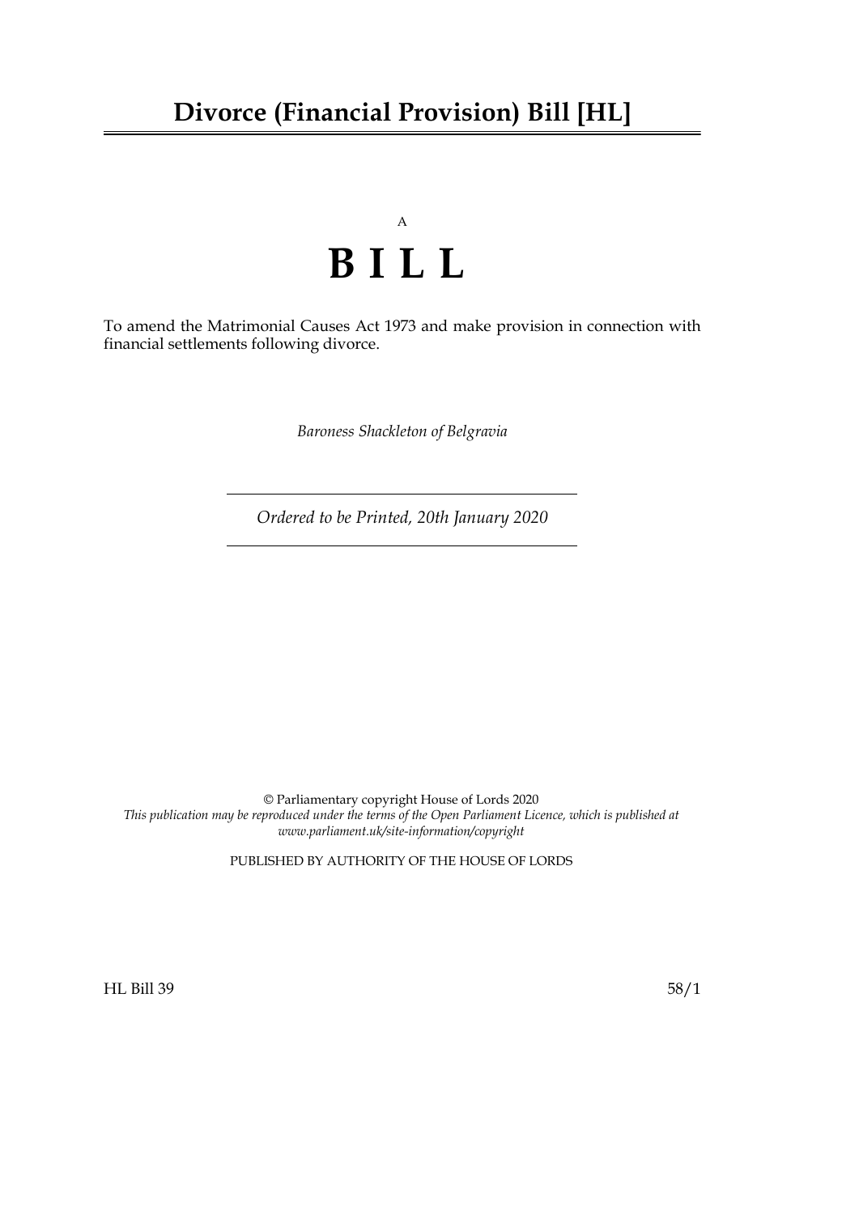# Divorce (Financial Provision) Bill [HL]

A

# B I L L

To amend the Matrimonial Causes Act 1973 and make provision in connection with financial settlements following divorce.

*Baroness Shackleton of Belgravia*

---

*Ordered to be Printed, 20th January 2020*

---

© Parliamentary copyright House of Lords 2020
*This publication may be reproduced under the terms of the Open Parliament Licence, which is published at www.parliament.uk/site-information/copyright*

PUBLISHED BY AUTHORITY OF THE HOUSE OF LORDS

HL Bill 39 58/1